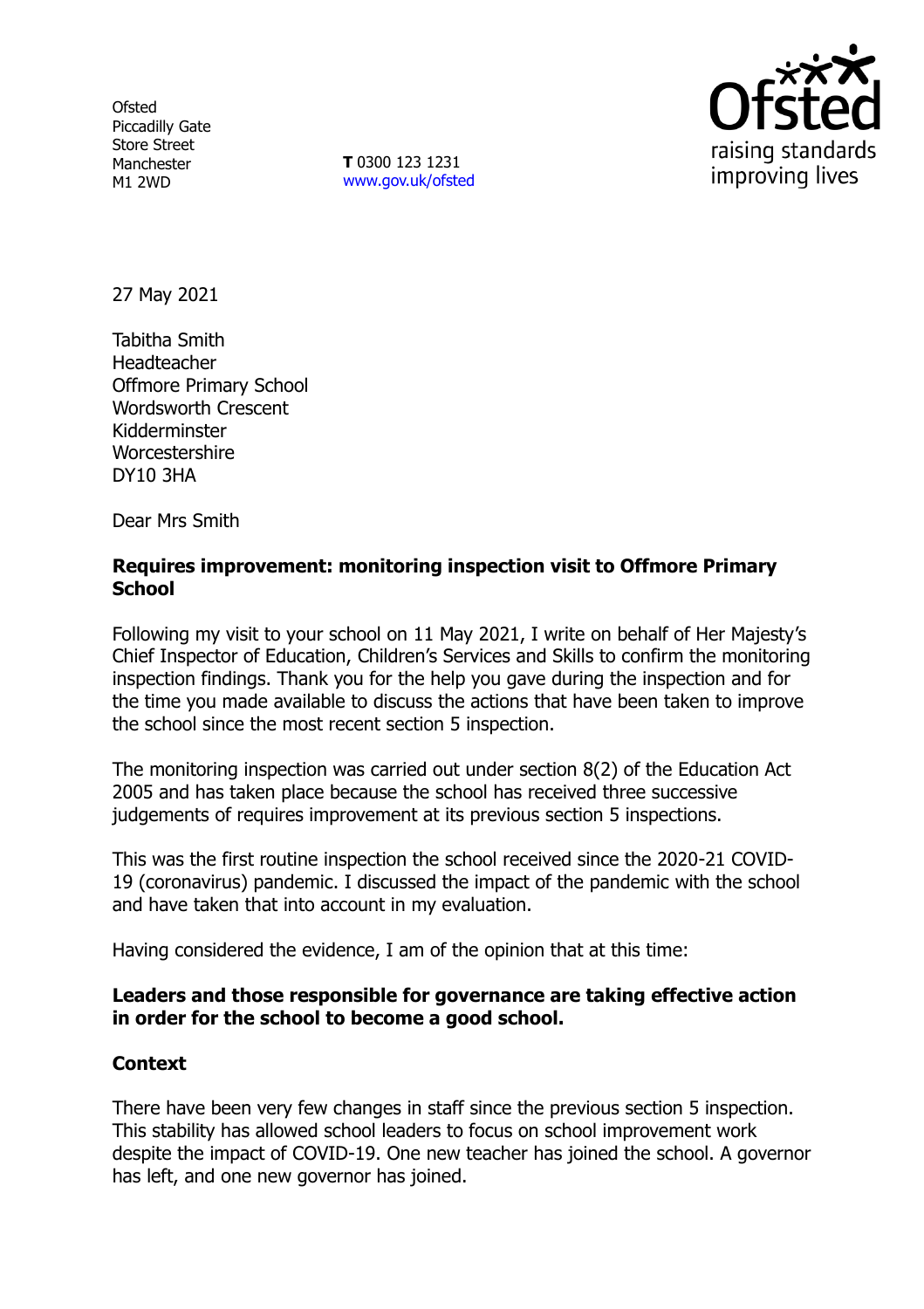Ofsted
Piccadilly Gate
Store Street
Manchester
M1 2WD

**T** 0300 123 1231
www.gov.uk/ofsted

27 May 2021

Tabitha Smith
Headteacher
Offmore Primary School
Wordsworth Crescent
Kidderminster
Worcestershire
DY10 3HA

Dear Mrs Smith

**Requires improvement: monitoring inspection visit to Offmore Primary School**

Following my visit to your school on 11 May 2021, I write on behalf of Her Majesty's Chief Inspector of Education, Children's Services and Skills to confirm the monitoring inspection findings. Thank you for the help you gave during the inspection and for the time you made available to discuss the actions that have been taken to improve the school since the most recent section 5 inspection.

The monitoring inspection was carried out under section 8(2) of the Education Act 2005 and has taken place because the school has received three successive judgements of requires improvement at its previous section 5 inspections.

This was the first routine inspection the school received since the 2020-21 COVID-19 (coronavirus) pandemic. I discussed the impact of the pandemic with the school and have taken that into account in my evaluation.

Having considered the evidence, I am of the opinion that at this time:

**Leaders and those responsible for governance are taking effective action in order for the school to become a good school.**

**Context**

There have been very few changes in staff since the previous section 5 inspection. This stability has allowed school leaders to focus on school improvement work despite the impact of COVID-19. One new teacher has joined the school. A governor has left, and one new governor has joined.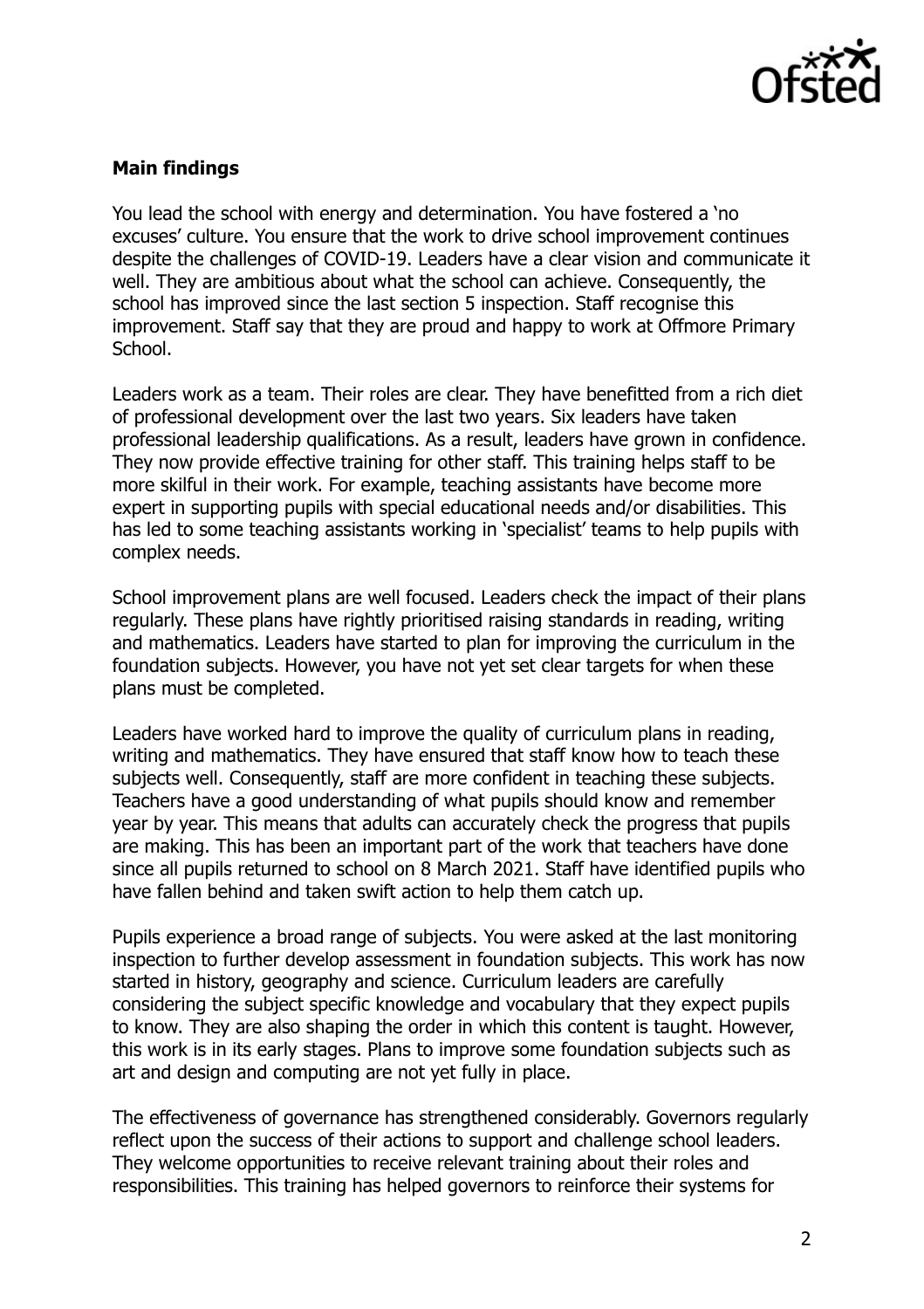**Main findings**

You lead the school with energy and determination. You have fostered a 'no excuses' culture. You ensure that the work to drive school improvement continues despite the challenges of COVID-19. Leaders have a clear vision and communicate it well. They are ambitious about what the school can achieve. Consequently, the school has improved since the last section 5 inspection. Staff recognise this improvement. Staff say that they are proud and happy to work at Offmore Primary School.

Leaders work as a team. Their roles are clear. They have benefitted from a rich diet of professional development over the last two years. Six leaders have taken professional leadership qualifications. As a result, leaders have grown in confidence. They now provide effective training for other staff. This training helps staff to be more skilful in their work. For example, teaching assistants have become more expert in supporting pupils with special educational needs and/or disabilities. This has led to some teaching assistants working in 'specialist' teams to help pupils with complex needs.

School improvement plans are well focused. Leaders check the impact of their plans regularly. These plans have rightly prioritised raising standards in reading, writing and mathematics. Leaders have started to plan for improving the curriculum in the foundation subjects. However, you have not yet set clear targets for when these plans must be completed.

Leaders have worked hard to improve the quality of curriculum plans in reading, writing and mathematics. They have ensured that staff know how to teach these subjects well. Consequently, staff are more confident in teaching these subjects. Teachers have a good understanding of what pupils should know and remember year by year. This means that adults can accurately check the progress that pupils are making. This has been an important part of the work that teachers have done since all pupils returned to school on 8 March 2021. Staff have identified pupils who have fallen behind and taken swift action to help them catch up.

Pupils experience a broad range of subjects. You were asked at the last monitoring inspection to further develop assessment in foundation subjects. This work has now started in history, geography and science. Curriculum leaders are carefully considering the subject specific knowledge and vocabulary that they expect pupils to know. They are also shaping the order in which this content is taught. However, this work is in its early stages. Plans to improve some foundation subjects such as art and design and computing are not yet fully in place.

The effectiveness of governance has strengthened considerably. Governors regularly reflect upon the success of their actions to support and challenge school leaders. They welcome opportunities to receive relevant training about their roles and responsibilities. This training has helped governors to reinforce their systems for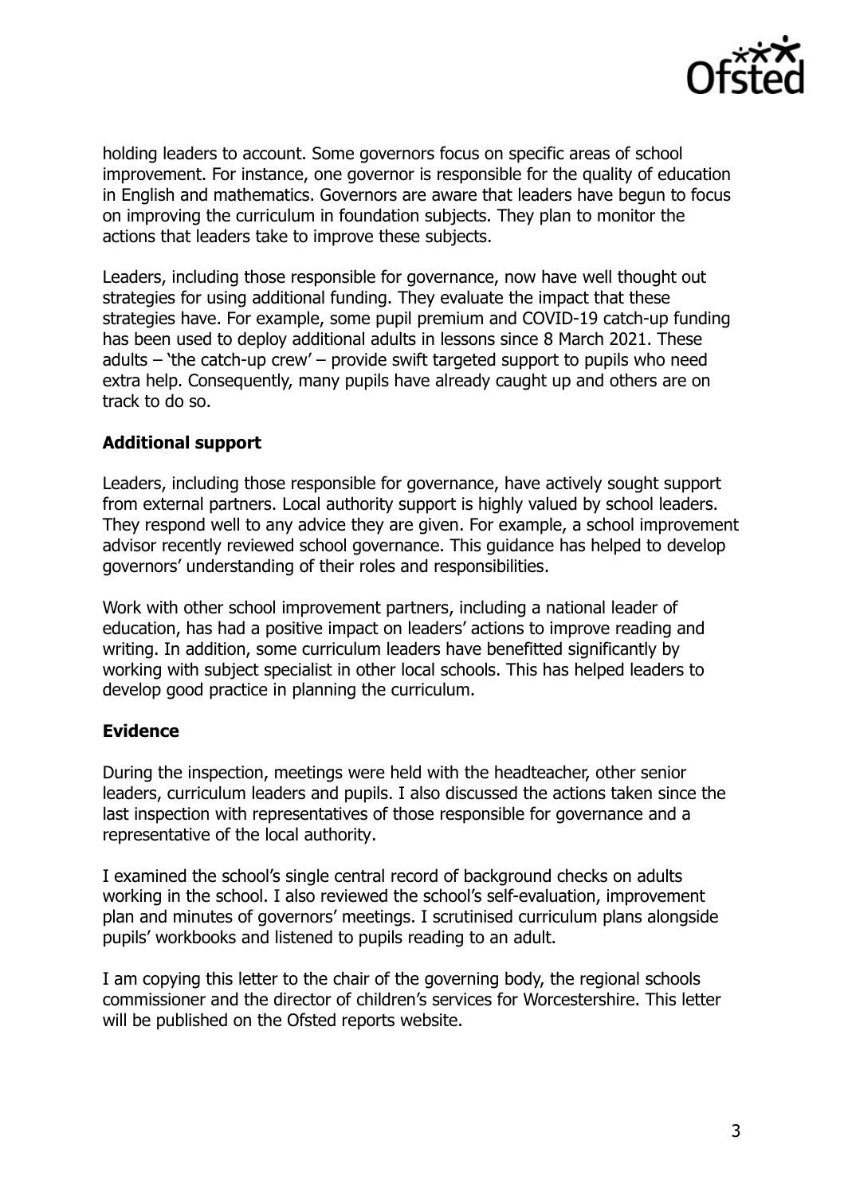holding leaders to account. Some governors focus on specific areas of school improvement. For instance, one governor is responsible for the quality of education in English and mathematics. Governors are aware that leaders have begun to focus on improving the curriculum in foundation subjects. They plan to monitor the actions that leaders take to improve these subjects.

Leaders, including those responsible for governance, now have well thought out strategies for using additional funding. They evaluate the impact that these strategies have. For example, some pupil premium and COVID-19 catch-up funding has been used to deploy additional adults in lessons since 8 March 2021. These adults – 'the catch-up crew' – provide swift targeted support to pupils who need extra help. Consequently, many pupils have already caught up and others are on track to do so.

**Additional support**

Leaders, including those responsible for governance, have actively sought support from external partners. Local authority support is highly valued by school leaders. They respond well to any advice they are given. For example, a school improvement advisor recently reviewed school governance. This guidance has helped to develop governors' understanding of their roles and responsibilities.

Work with other school improvement partners, including a national leader of education, has had a positive impact on leaders' actions to improve reading and writing. In addition, some curriculum leaders have benefitted significantly by working with subject specialist in other local schools. This has helped leaders to develop good practice in planning the curriculum.

**Evidence**

During the inspection, meetings were held with the headteacher, other senior leaders, curriculum leaders and pupils. I also discussed the actions taken since the last inspection with representatives of those responsible for governance and a representative of the local authority.

I examined the school's single central record of background checks on adults working in the school. I also reviewed the school's self-evaluation, improvement plan and minutes of governors' meetings. I scrutinised curriculum plans alongside pupils' workbooks and listened to pupils reading to an adult.

I am copying this letter to the chair of the governing body, the regional schools commissioner and the director of children's services for Worcestershire. This letter will be published on the Ofsted reports website.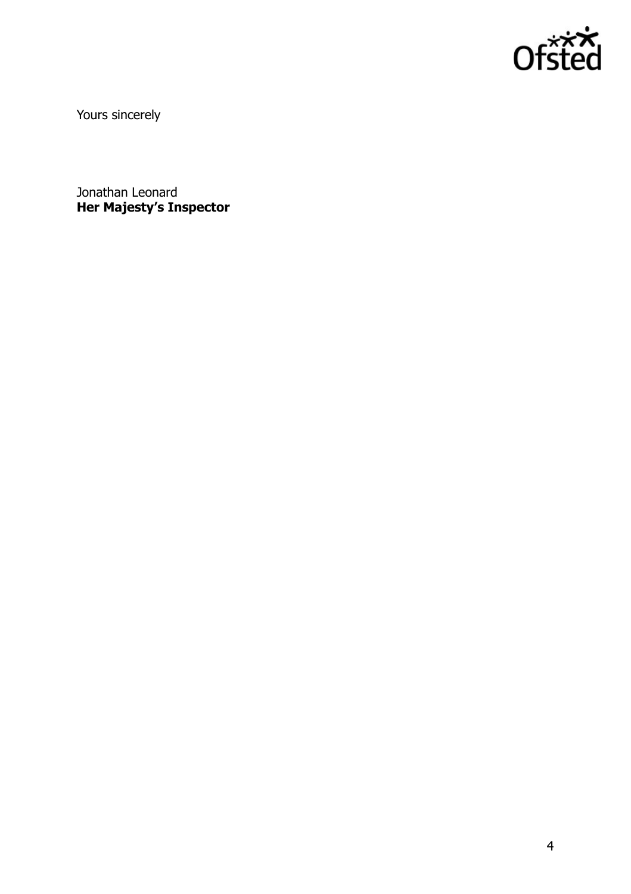Yours sincerely

Jonathan Leonard
**Her Majesty's Inspector**